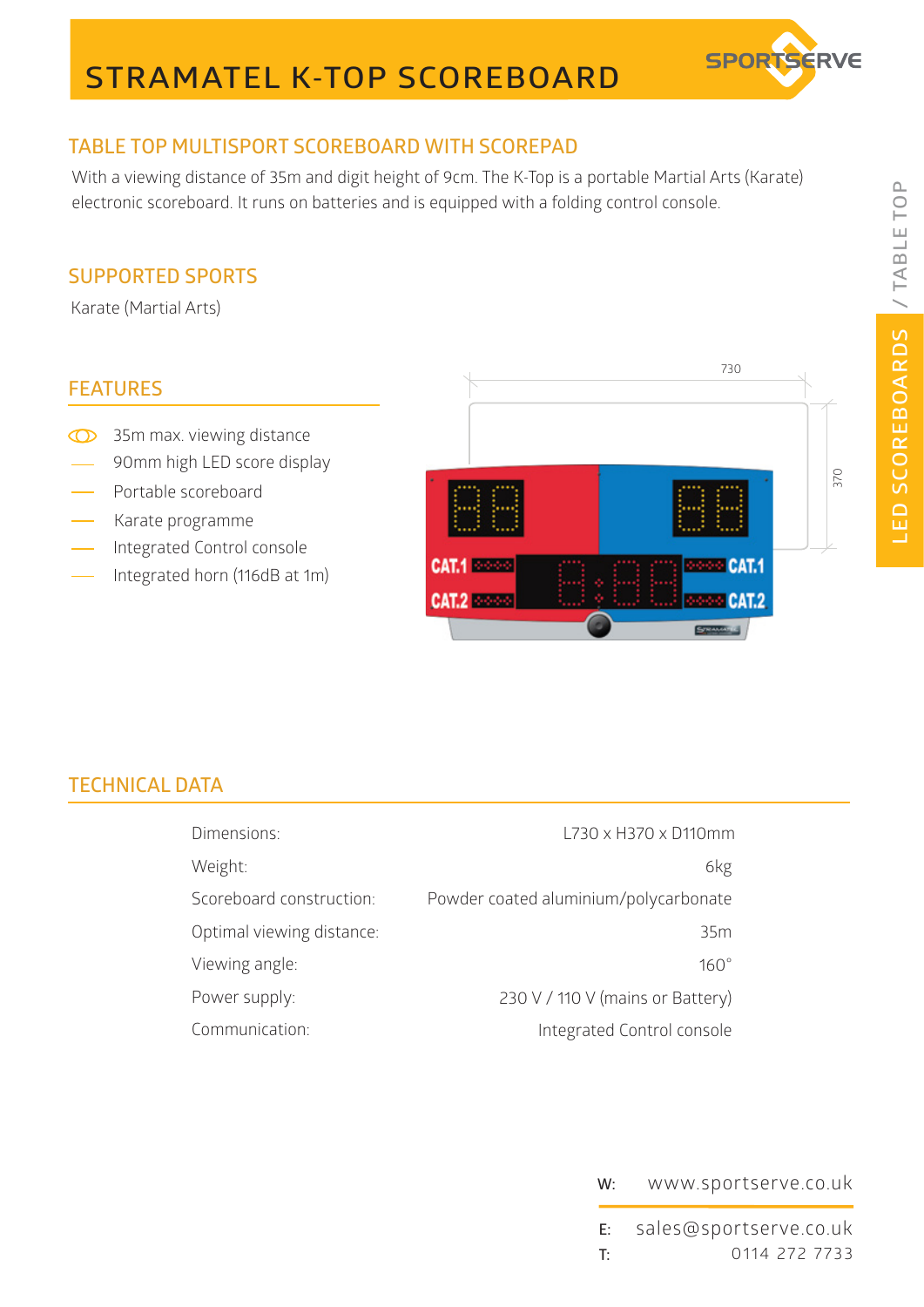# STRAMATEL K-TOP SCOREBOARD

## TABLE TOP MULTISPORT SCOREBOARD WITH SCOREPAD

With a viewing distance of 35m and digit height of 9cm. The K-Top is a portable Martial Arts (Karate) electronic scoreboard. It runs on batteries and is equipped with a folding control console.

## SUPPORTED SPORTS

Karate (Martial Arts)

## FEATURES

- 35m max. viewing distance
- 90mm high LED score display
- Portable scoreboard
- Karate programme
- Integrated Control console
- Integrated horn (116dB at 1m)

## TECHNICAL DATA

| | |
|---|---|
| Dimensions: | L730 x H370 x D110mm |
| Weight: | 6kg |
| Scoreboard construction: | Powder coated aluminium/polycarbonate |
| Optimal viewing distance: | 35m |
| Viewing angle: | 160° |
| Power supply: | 230 V / 110 V (mains or Battery) |
| Communication: | Integrated Control console |

W: www.sportserve.co.uk

E: sales@sportserve.co.uk

T: 0114 272 7733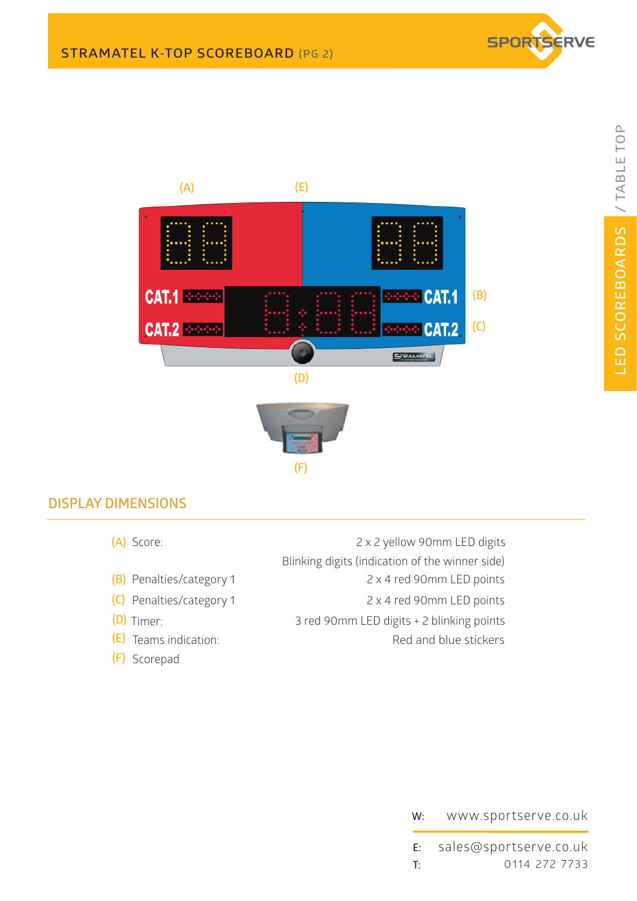# STRAMATEL K-TOP SCOREBOARD (PG 2)

(A) (E)

CAT.1 CAT.1 (B)

CAT.2 CAT.2 (C)

(D)

(F)

## DISPLAY DIMENSIONS

| | |
|---|---|
| (A) Score: | 2 x 2 yellow 90mm LED digits<br>Blinking digits (indication of the winner side) |
| (B) Penalties/category 1 | 2 x 4 red 90mm LED points |
| (C) Penalties/category 1 | 2 x 4 red 90mm LED points |
| (D) Timer: | 3 red 90mm LED digits + 2 blinking points |
| (E) Teams indication: | Red and blue stickers |
| (F) Scorepad | |

W: www.sportserve.co.uk

E: sales@sportserve.co.uk

T: 0114 272 7733